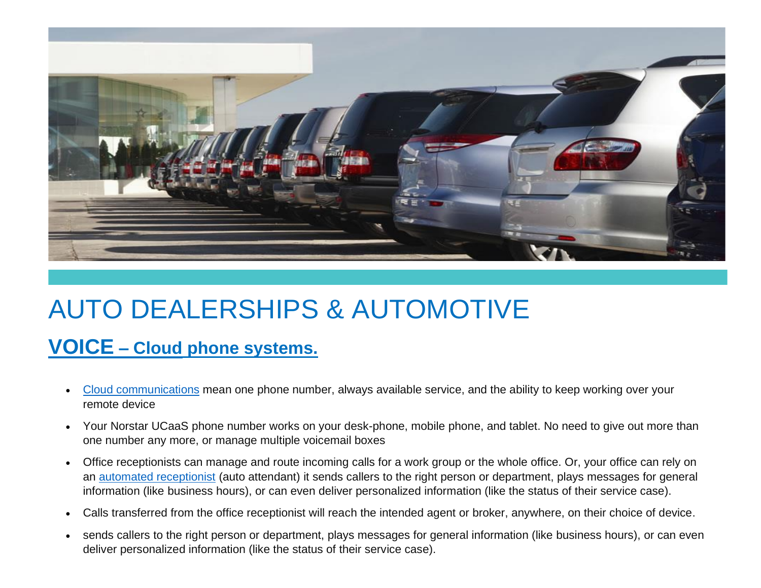# AUTO DEALERSHIPS & AUTOMOTIVE

## VOICE – Cloud phone systems.

- Cloud communications mean one phone number, always available service, and the ability to keep working over your remote device
- Your Norstar UCaaS phone number works on your desk-phone, mobile phone, and tablet. No need to give out more than one number any more, or manage multiple voicemail boxes
- Office receptionists can manage and route incoming calls for a work group or the whole office. Or, your office can rely on an automated receptionist (auto attendant) it sends callers to the right person or department, plays messages for general information (like business hours), or can even deliver personalized information (like the status of their service case).
- Calls transferred from the office receptionist will reach the intended agent or broker, anywhere, on their choice of device.
- sends callers to the right person or department, plays messages for general information (like business hours), or can even deliver personalized information (like the status of their service case).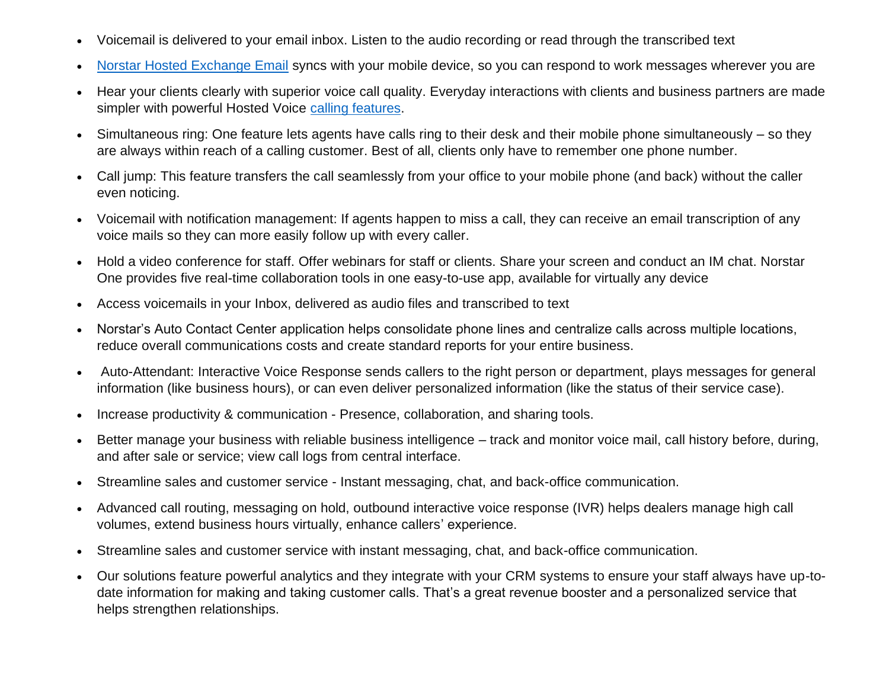- Voicemail is delivered to your email inbox. Listen to the audio recording or read through the transcribed text
- [Norstar Hosted Exchange Email]() syncs with your mobile device, so you can respond to work messages wherever you are
- Hear your clients clearly with superior voice call quality. Everyday interactions with clients and business partners are made simpler with powerful Hosted Voice [calling features]().
- Simultaneous ring: One feature lets agents have calls ring to their desk and their mobile phone simultaneously – so they are always within reach of a calling customer. Best of all, clients only have to remember one phone number.
- Call jump: This feature transfers the call seamlessly from your office to your mobile phone (and back) without the caller even noticing.
- Voicemail with notification management: If agents happen to miss a call, they can receive an email transcription of any voice mails so they can more easily follow up with every caller.
- Hold a video conference for staff. Offer webinars for staff or clients. Share your screen and conduct an IM chat. Norstar One provides five real-time collaboration tools in one easy-to-use app, available for virtually any device
- Access voicemails in your Inbox, delivered as audio files and transcribed to text
- Norstar's Auto Contact Center application helps consolidate phone lines and centralize calls across multiple locations, reduce overall communications costs and create standard reports for your entire business.
- Auto-Attendant: Interactive Voice Response sends callers to the right person or department, plays messages for general information (like business hours), or can even deliver personalized information (like the status of their service case).
- Increase productivity & communication - Presence, collaboration, and sharing tools.
- Better manage your business with reliable business intelligence – track and monitor voice mail, call history before, during, and after sale or service; view call logs from central interface.
- Streamline sales and customer service - Instant messaging, chat, and back-office communication.
- Advanced call routing, messaging on hold, outbound interactive voice response (IVR) helps dealers manage high call volumes, extend business hours virtually, enhance callers' experience.
- Streamline sales and customer service with instant messaging, chat, and back-office communication.
- Our solutions feature powerful analytics and they integrate with your CRM systems to ensure your staff always have up-to-date information for making and taking customer calls. That's a great revenue booster and a personalized service that helps strengthen relationships.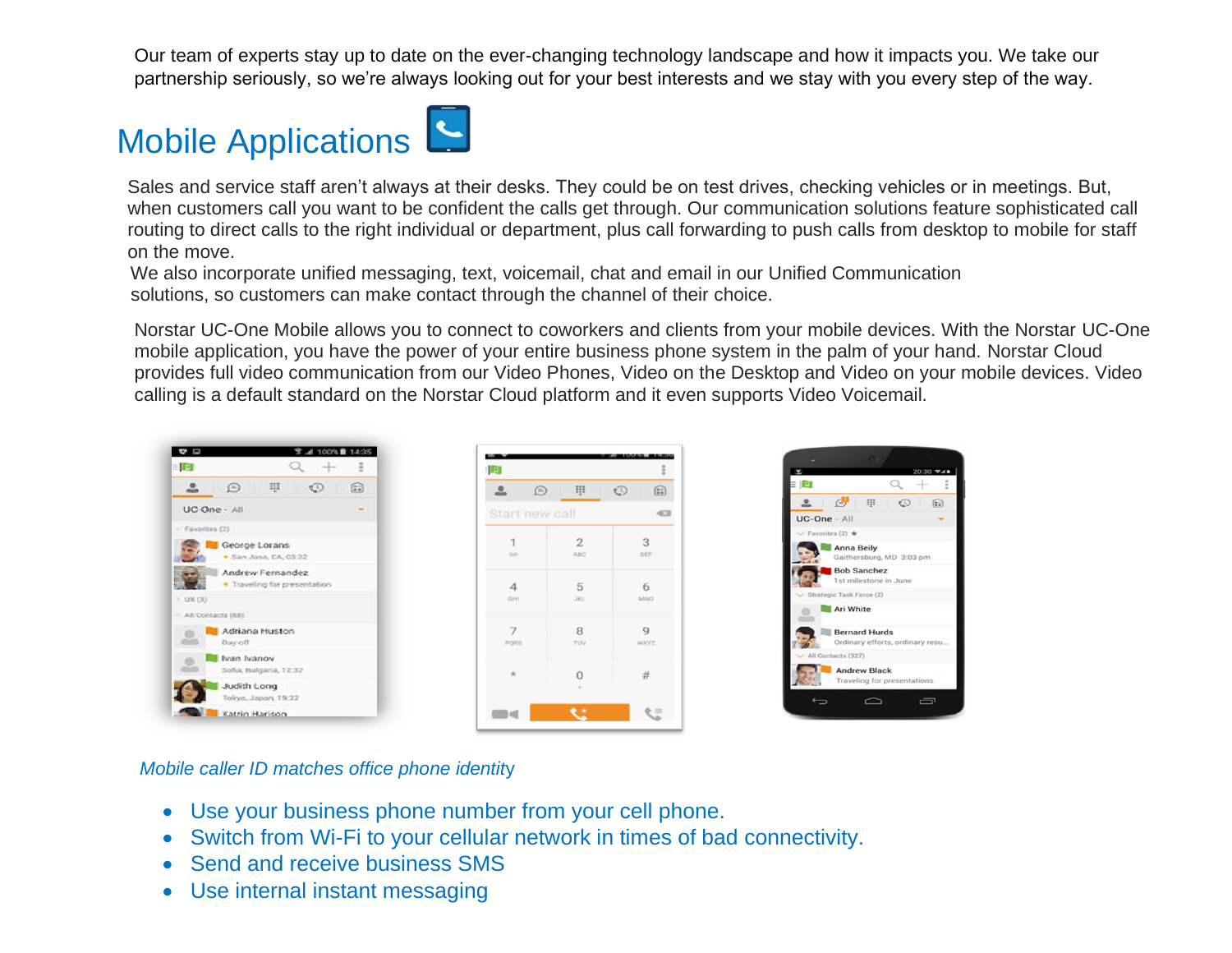Our team of experts stay up to date on the ever-changing technology landscape and how it impacts you. We take our partnership seriously, so we're always looking out for your best interests and we stay with you every step of the way.

## Mobile Applications

Sales and service staff aren't always at their desks. They could be on test drives, checking vehicles or in meetings. But, when customers call you want to be confident the calls get through. Our communication solutions feature sophisticated call routing to direct calls to the right individual or department, plus call forwarding to push calls from desktop to mobile for staff on the move.

We also incorporate unified messaging, text, voicemail, chat and email in our Unified Communication solutions, so customers can make contact through the channel of their choice.

Norstar UC-One Mobile allows you to connect to coworkers and clients from your mobile devices. With the Norstar UC-One mobile application, you have the power of your entire business phone system in the palm of your hand. Norstar Cloud provides full video communication from our Video Phones, Video on the Desktop and Video on your mobile devices. Video calling is a default standard on the Norstar Cloud platform and it even supports Video Voicemail.

*Mobile caller ID matches office phone identity*

- Use your business phone number from your cell phone.
- Switch from Wi-Fi to your cellular network in times of bad connectivity.
- Send and receive business SMS
- Use internal instant messaging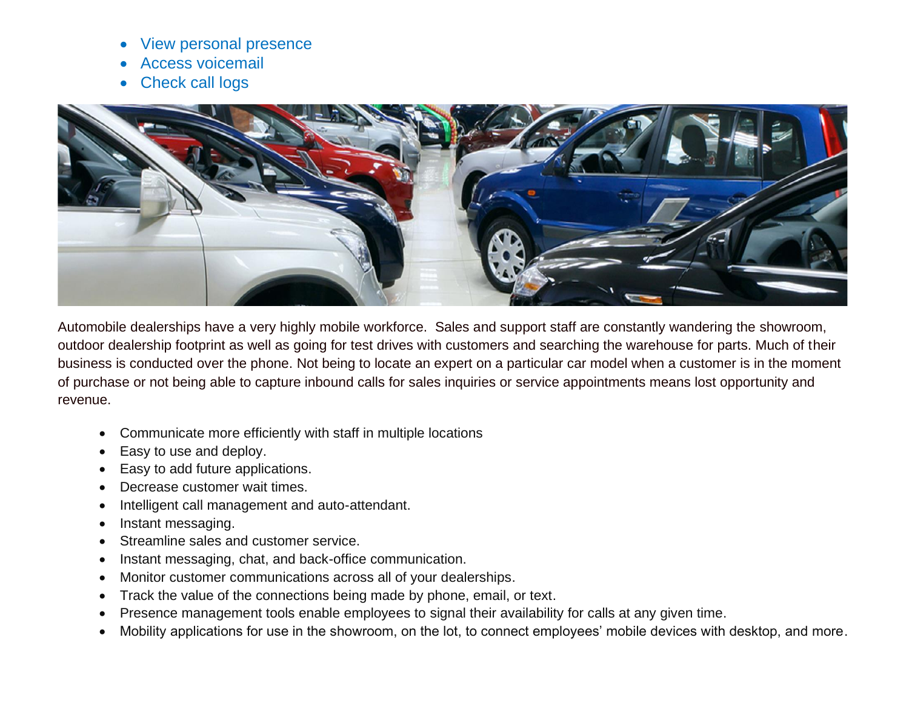- View personal presence
- Access voicemail
- Check call logs

Automobile dealerships have a very highly mobile workforce.  Sales and support staff are constantly wandering the showroom, outdoor dealership footprint as well as going for test drives with customers and searching the warehouse for parts. Much of their business is conducted over the phone. Not being to locate an expert on a particular car model when a customer is in the moment of purchase or not being able to capture inbound calls for sales inquiries or service appointments means lost opportunity and revenue.

- Communicate more efficiently with staff in multiple locations
- Easy to use and deploy.
- Easy to add future applications.
- Decrease customer wait times.
- Intelligent call management and auto-attendant.
- Instant messaging.
- Streamline sales and customer service.
- Instant messaging, chat, and back-office communication.
- Monitor customer communications across all of your dealerships.
- Track the value of the connections being made by phone, email, or text.
- Presence management tools enable employees to signal their availability for calls at any given time.
- Mobility applications for use in the showroom, on the lot, to connect employees' mobile devices with desktop, and more.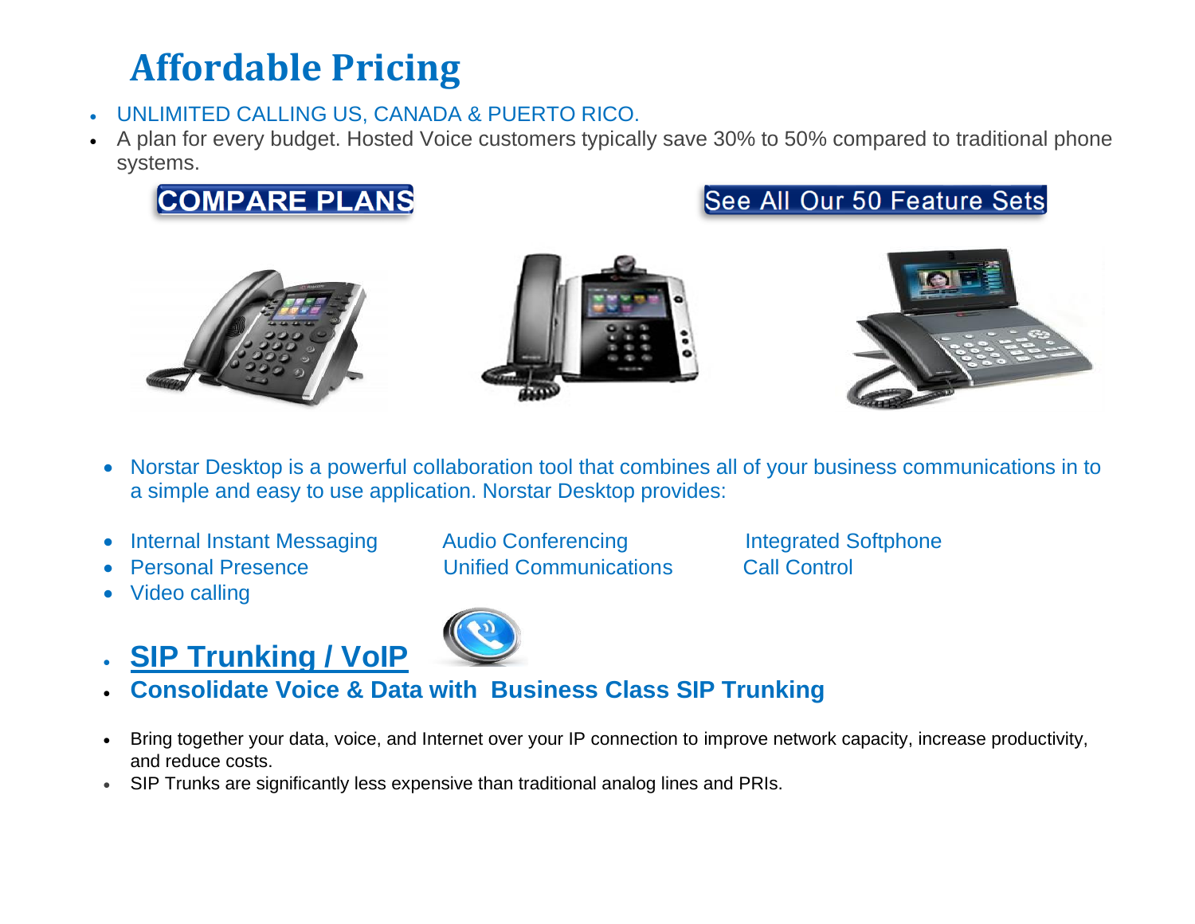# Affordable Pricing

- UNLIMITED CALLING US, CANADA & PUERTO RICO.
- A plan for every budget. Hosted Voice customers typically save 30% to 50% compared to traditional phone systems.

COMPARE PLANS

See All Our 50 Feature Sets

- Norstar Desktop is a powerful collaboration tool that combines all of your business communications in to a simple and easy to use application. Norstar Desktop provides:

- Internal Instant Messaging
- Audio Conferencing
- Integrated Softphone
- Personal Presence
- Unified Communications
- Call Control
- Video calling

- **SIP Trunking / VoIP**
- **Consolidate Voice & Data with Business Class SIP Trunking**

- Bring together your data, voice, and Internet over your IP connection to improve network capacity, increase productivity, and reduce costs.
- SIP Trunks are significantly less expensive than traditional analog lines and PRIs.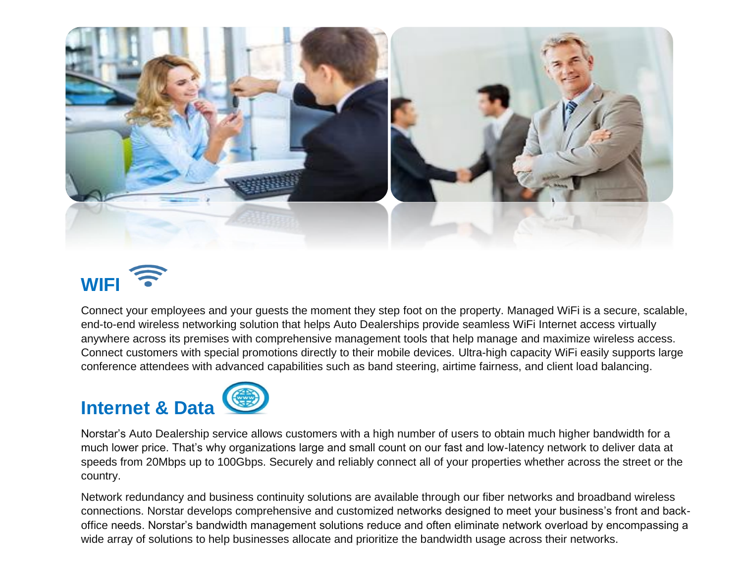## WIFI

Connect your employees and your guests the moment they step foot on the property. Managed WiFi is a secure, scalable, end-to-end wireless networking solution that helps Auto Dealerships provide seamless WiFi Internet access virtually anywhere across its premises with comprehensive management tools that help manage and maximize wireless access. Connect customers with special promotions directly to their mobile devices. Ultra-high capacity WiFi easily supports large conference attendees with advanced capabilities such as band steering, airtime fairness, and client load balancing.

## Internet & Data

Norstar's Auto Dealership service allows customers with a high number of users to obtain much higher bandwidth for a much lower price. That's why organizations large and small count on our fast and low-latency network to deliver data at speeds from 20Mbps up to 100Gbps. Securely and reliably connect all of your properties whether across the street or the country.

Network redundancy and business continuity solutions are available through our fiber networks and broadband wireless connections. Norstar develops comprehensive and customized networks designed to meet your business's front and back-office needs. Norstar's bandwidth management solutions reduce and often eliminate network overload by encompassing a wide array of solutions to help businesses allocate and prioritize the bandwidth usage across their networks.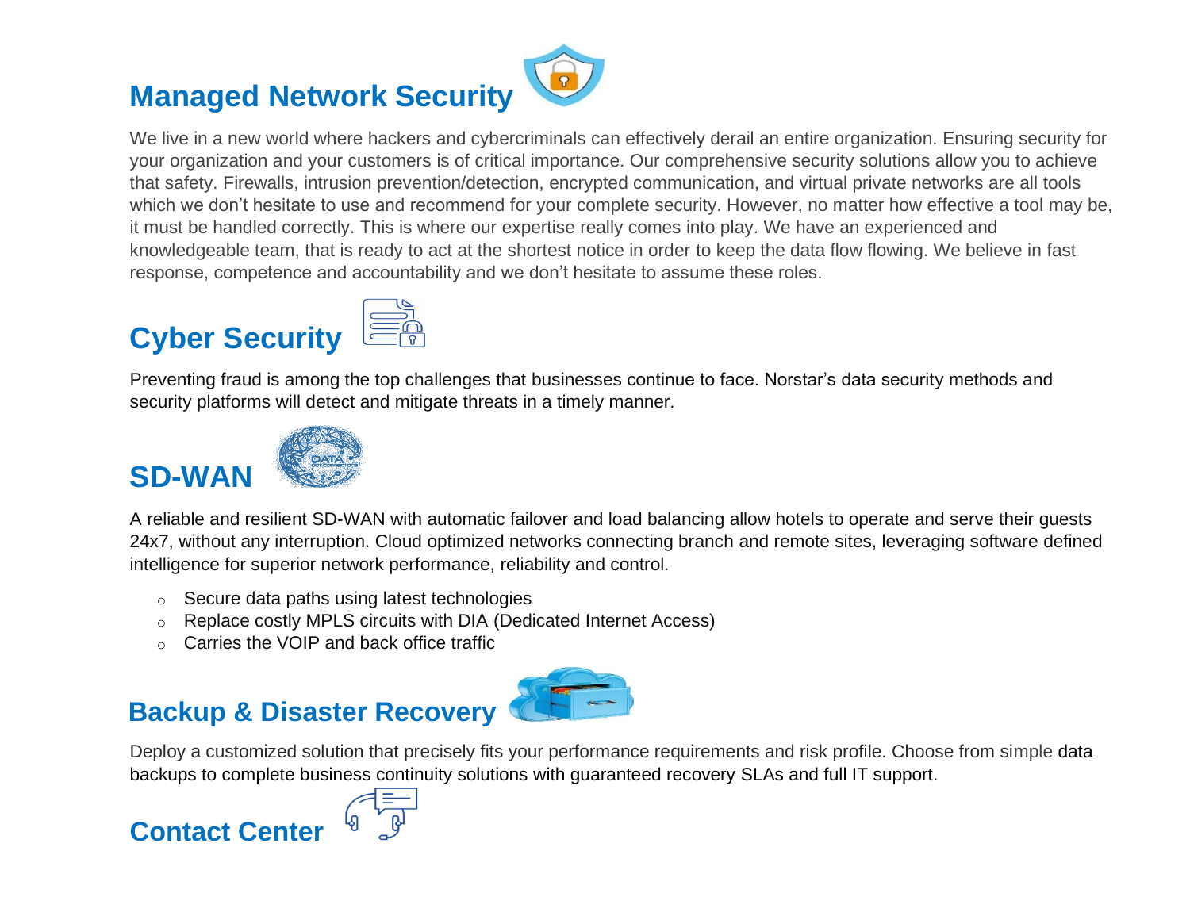## Managed Network Security

We live in a new world where hackers and cybercriminals can effectively derail an entire organization. Ensuring security for your organization and your customers is of critical importance. Our comprehensive security solutions allow you to achieve that safety. Firewalls, intrusion prevention/detection, encrypted communication, and virtual private networks are all tools which we don't hesitate to use and recommend for your complete security. However, no matter how effective a tool may be, it must be handled correctly. This is where our expertise really comes into play. We have an experienced and knowledgeable team, that is ready to act at the shortest notice in order to keep the data flow flowing. We believe in fast response, competence and accountability and we don't hesitate to assume these roles.

## Cyber Security

Preventing fraud is among the top challenges that businesses continue to face. Norstar's data security methods and security platforms will detect and mitigate threats in a timely manner.

## SD-WAN

A reliable and resilient SD-WAN with automatic failover and load balancing allow hotels to operate and serve their guests 24x7, without any interruption. Cloud optimized networks connecting branch and remote sites, leveraging software defined intelligence for superior network performance, reliability and control.

- Secure data paths using latest technologies
- Replace costly MPLS circuits with DIA (Dedicated Internet Access)
- Carries the VOIP and back office traffic

## Backup & Disaster Recovery

Deploy a customized solution that precisely fits your performance requirements and risk profile. Choose from simple data backups to complete business continuity solutions with guaranteed recovery SLAs and full IT support.

## Contact Center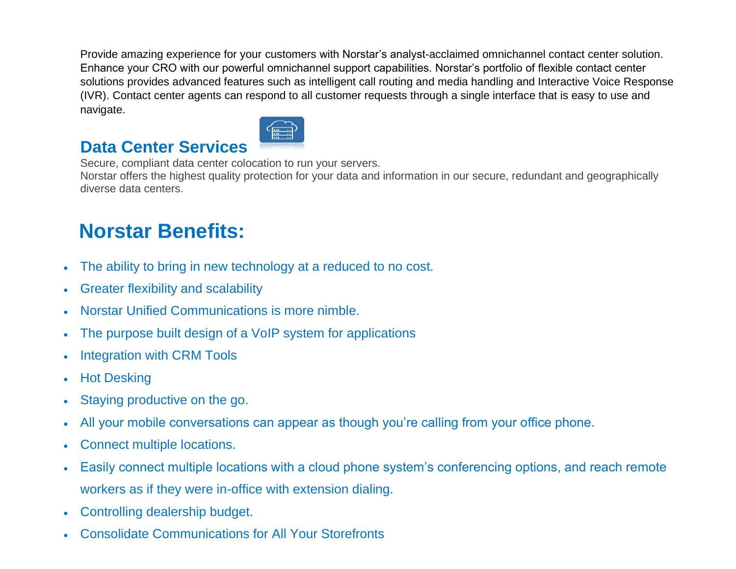Provide amazing experience for your customers with Norstar's analyst-acclaimed omnichannel contact center solution. Enhance your CRO with our powerful omnichannel support capabilities. Norstar's portfolio of flexible contact center solutions provides advanced features such as intelligent call routing and media handling and Interactive Voice Response (IVR). Contact center agents can respond to all customer requests through a single interface that is easy to use and navigate.

## Data Center Services

Secure, compliant data center colocation to run your servers.
Norstar offers the highest quality protection for your data and information in our secure, redundant and geographically diverse data centers.

# Norstar Benefits:

- The ability to bring in new technology at a reduced to no cost.
- Greater flexibility and scalability
- Norstar Unified Communications is more nimble.
- The purpose built design of a VoIP system for applications
- Integration with CRM Tools
- Hot Desking
- Staying productive on the go.
- All your mobile conversations can appear as though you're calling from your office phone.
- Connect multiple locations.
- Easily connect multiple locations with a cloud phone system's conferencing options, and reach remote workers as if they were in-office with extension dialing.
- Controlling dealership budget.
- Consolidate Communications for All Your Storefronts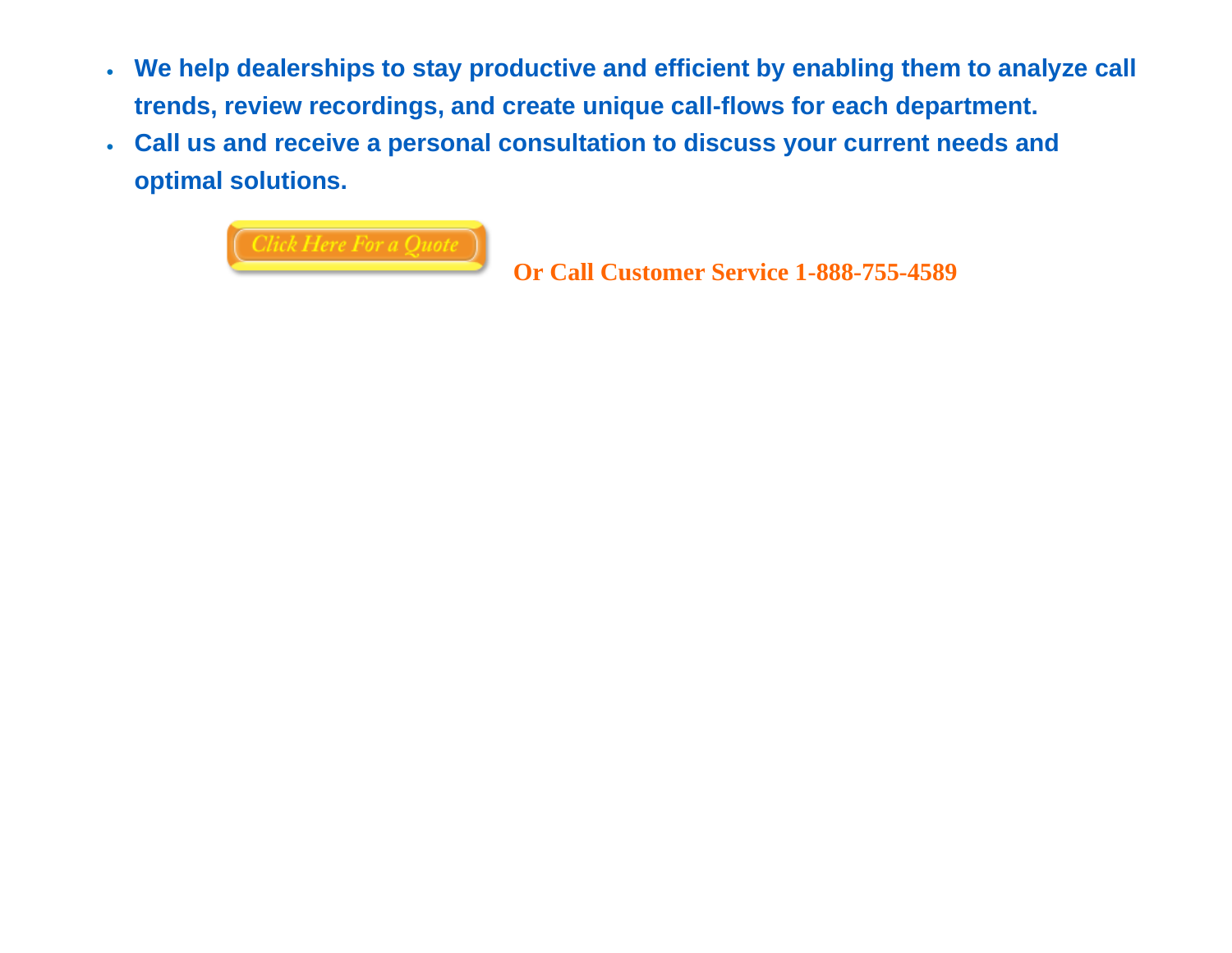- **We help dealerships to stay productive and efficient by enabling them to analyze call trends, review recordings, and create unique call-flows for each department.**
- **Call us and receive a personal consultation to discuss your current needs and optimal solutions.**

Click Here For a Quote **Or Call Customer Service 1-888-755-4589**